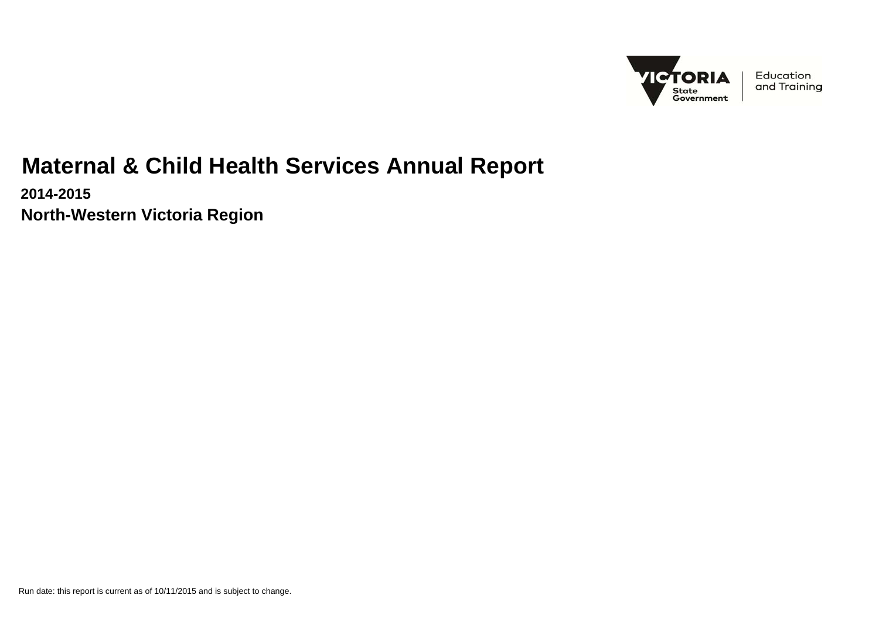# Maternal & Child Health Services Annual Report

**2014-2015**

**North-Western Victoria Region**

Run date: this report is current as of 10/11/2015 and is subject to change.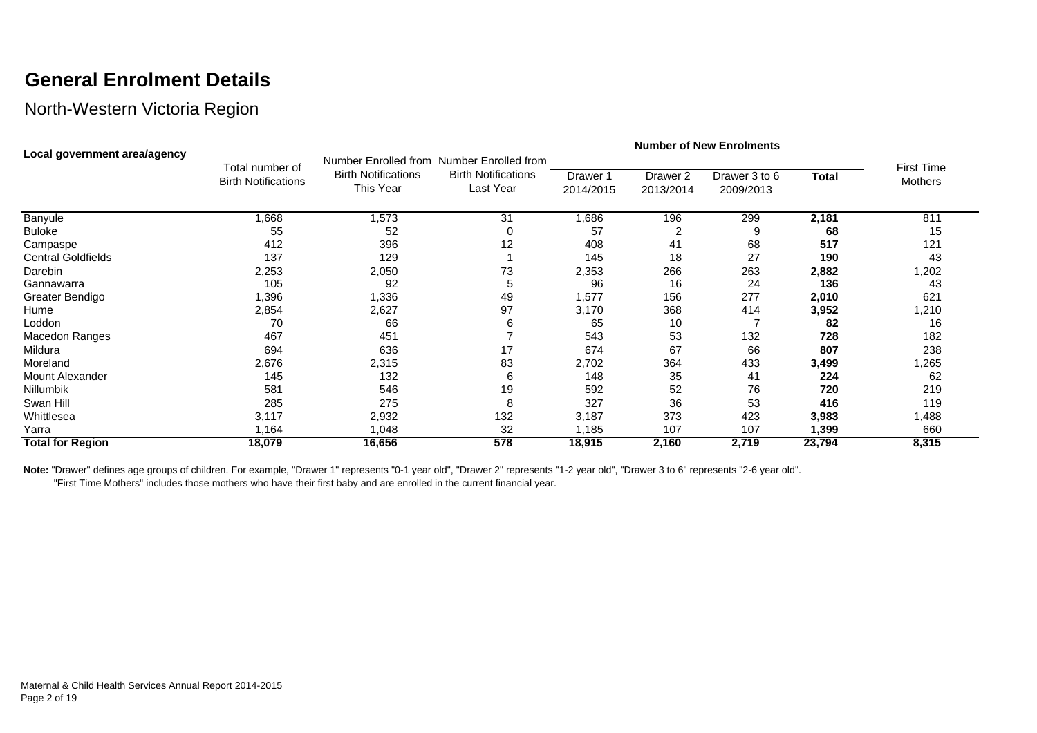# General Enrolment Details

## North-Western Victoria Region

| Local government area/agency | Total number of Birth Notifications | Number Enrolled from Birth Notifications This Year | Number Enrolled from Birth Notifications Last Year | Number of New Enrolments | | | | First Time Mothers |
|---|---|---|---|---|---|---|---|---|
| | | | | Drawer 1 2014/2015 | Drawer 2 2013/2014 | Drawer 3 to 6 2009/2013 | **Total** | |
| Banyule | 1,668 | 1,573 | 31 | 1,686 | 196 | 299 | **2,181** | 811 |
| Buloke | 55 | 52 | 0 | 57 | 2 | 9 | **68** | 15 |
| Campaspe | 412 | 396 | 12 | 408 | 41 | 68 | **517** | 121 |
| Central Goldfields | 137 | 129 | 1 | 145 | 18 | 27 | **190** | 43 |
| Darebin | 2,253 | 2,050 | 73 | 2,353 | 266 | 263 | **2,882** | 1,202 |
| Gannawarra | 105 | 92 | 5 | 96 | 16 | 24 | **136** | 43 |
| Greater Bendigo | 1,396 | 1,336 | 49 | 1,577 | 156 | 277 | **2,010** | 621 |
| Hume | 2,854 | 2,627 | 97 | 3,170 | 368 | 414 | **3,952** | 1,210 |
| Loddon | 70 | 66 | 6 | 65 | 10 | 7 | **82** | 16 |
| Macedon Ranges | 467 | 451 | 7 | 543 | 53 | 132 | **728** | 182 |
| Mildura | 694 | 636 | 17 | 674 | 67 | 66 | **807** | 238 |
| Moreland | 2,676 | 2,315 | 83 | 2,702 | 364 | 433 | **3,499** | 1,265 |
| Mount Alexander | 145 | 132 | 6 | 148 | 35 | 41 | **224** | 62 |
| Nillumbik | 581 | 546 | 19 | 592 | 52 | 76 | **720** | 219 |
| Swan Hill | 285 | 275 | 8 | 327 | 36 | 53 | **416** | 119 |
| Whittlesea | 3,117 | 2,932 | 132 | 3,187 | 373 | 423 | **3,983** | 1,488 |
| Yarra | 1,164 | 1,048 | 32 | 1,185 | 107 | 107 | **1,399** | 660 |
| **Total for Region** | **18,079** | **16,656** | **578** | **18,915** | **2,160** | **2,719** | **23,794** | **8,315** |

**Note:** "Drawer" defines age groups of children. For example, "Drawer 1" represents "0-1 year old", "Drawer 2" represents "1-2 year old", "Drawer 3 to 6" represents "2-6 year old".
"First Time Mothers" includes those mothers who have their first baby and are enrolled in the current financial year.

Maternal & Child Health Services Annual Report 2014-2015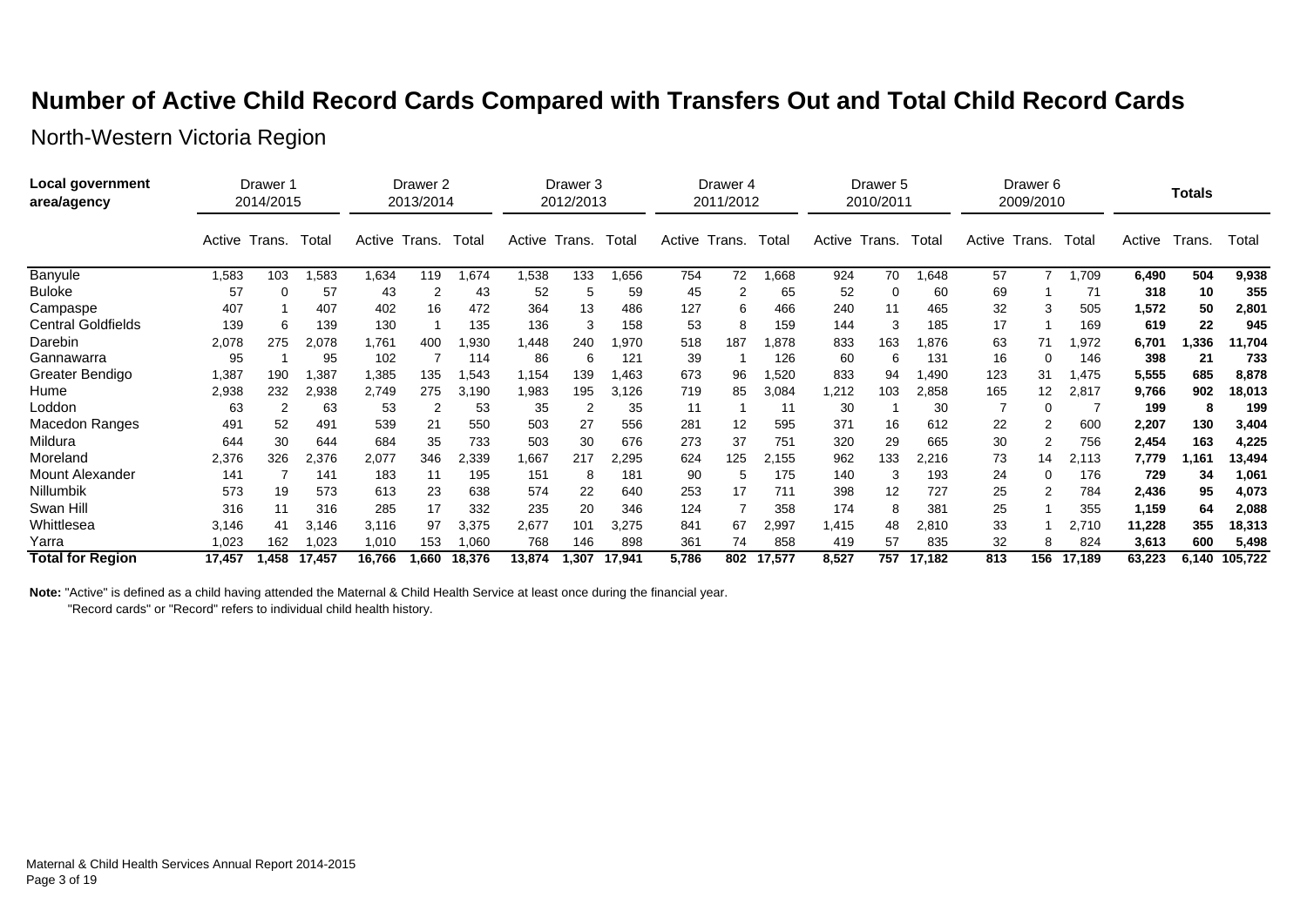# Number of Active Child Record Cards Compared with Transfers Out and Total Child Record Cards

## North-Western Victoria Region

| Local government area/agency | Drawer 1 2014/2015 | | | Drawer 2 2013/2014 | | | Drawer 3 2012/2013 | | | Drawer 4 2011/2012 | | | Drawer 5 2010/2011 | | | Drawer 6 2009/2010 | | | Totals | | |
|---|---|---|---|---|---|---|---|---|---|---|---|---|---|---|---|---|---|---|---|---|---|
| | Active | Trans. | Total | Active | Trans. | Total | Active | Trans. | Total | Active | Trans. | Total | Active | Trans. | Total | Active | Trans. | Total | Active | Trans. | Total |
| Banyule | 1,583 | 103 | 1,583 | 1,634 | 119 | 1,674 | 1,538 | 133 | 1,656 | 754 | 72 | 1,668 | 924 | 70 | 1,648 | 57 | 7 | 1,709 | **6,490** | **504** | **9,938** |
| Buloke | 57 | 0 | 57 | 43 | 2 | 43 | 52 | 5 | 59 | 45 | 2 | 65 | 52 | 0 | 60 | 69 | 1 | 71 | **318** | **10** | **355** |
| Campaspe | 407 | 1 | 407 | 402 | 16 | 472 | 364 | 13 | 486 | 127 | 6 | 466 | 240 | 11 | 465 | 32 | 3 | 505 | **1,572** | **50** | **2,801** |
| Central Goldfields | 139 | 6 | 139 | 130 | 1 | 135 | 136 | 3 | 158 | 53 | 8 | 159 | 144 | 3 | 185 | 17 | 1 | 169 | **619** | **22** | **945** |
| Darebin | 2,078 | 275 | 2,078 | 1,761 | 400 | 1,930 | 1,448 | 240 | 1,970 | 518 | 187 | 1,878 | 833 | 163 | 1,876 | 63 | 71 | 1,972 | **6,701** | **1,336** | **11,704** |
| Gannawarra | 95 | 1 | 95 | 102 | 7 | 114 | 86 | 6 | 121 | 39 | 1 | 126 | 60 | 6 | 131 | 16 | 0 | 146 | **398** | **21** | **733** |
| Greater Bendigo | 1,387 | 190 | 1,387 | 1,385 | 135 | 1,543 | 1,154 | 139 | 1,463 | 673 | 96 | 1,520 | 833 | 94 | 1,490 | 123 | 31 | 1,475 | **5,555** | **685** | **8,878** |
| Hume | 2,938 | 232 | 2,938 | 2,749 | 275 | 3,190 | 1,983 | 195 | 3,126 | 719 | 85 | 3,084 | 1,212 | 103 | 2,858 | 165 | 12 | 2,817 | **9,766** | **902** | **18,013** |
| Loddon | 63 | 2 | 63 | 53 | 2 | 53 | 35 | 2 | 35 | 11 | 1 | 11 | 30 | 1 | 30 | 7 | 0 | 7 | **199** | **8** | **199** |
| Macedon Ranges | 491 | 52 | 491 | 539 | 21 | 550 | 503 | 27 | 556 | 281 | 12 | 595 | 371 | 16 | 612 | 22 | 2 | 600 | **2,207** | **130** | **3,404** |
| Mildura | 644 | 30 | 644 | 684 | 35 | 733 | 503 | 30 | 676 | 273 | 37 | 751 | 320 | 29 | 665 | 30 | 2 | 756 | **2,454** | **163** | **4,225** |
| Moreland | 2,376 | 326 | 2,376 | 2,077 | 346 | 2,339 | 1,667 | 217 | 2,295 | 624 | 125 | 2,155 | 962 | 133 | 2,216 | 73 | 14 | 2,113 | **7,779** | **1,161** | **13,494** |
| Mount Alexander | 141 | 7 | 141 | 183 | 11 | 195 | 151 | 8 | 181 | 90 | 5 | 175 | 140 | 3 | 193 | 24 | 0 | 176 | **729** | **34** | **1,061** |
| Nillumbik | 573 | 19 | 573 | 613 | 23 | 638 | 574 | 22 | 640 | 253 | 17 | 711 | 398 | 12 | 727 | 25 | 2 | 784 | **2,436** | **95** | **4,073** |
| Swan Hill | 316 | 11 | 316 | 285 | 17 | 332 | 235 | 20 | 346 | 124 | 7 | 358 | 174 | 8 | 381 | 25 | 1 | 355 | **1,159** | **64** | **2,088** |
| Whittlesea | 3,146 | 41 | 3,146 | 3,116 | 97 | 3,375 | 2,677 | 101 | 3,275 | 841 | 67 | 2,997 | 1,415 | 48 | 2,810 | 33 | 1 | 2,710 | **11,228** | **355** | **18,313** |
| Yarra | 1,023 | 162 | 1,023 | 1,010 | 153 | 1,060 | 768 | 146 | 898 | 361 | 74 | 858 | 419 | 57 | 835 | 32 | 8 | 824 | **3,613** | **600** | **5,498** |
| **Total for Region** | **17,457** | **1,458** | **17,457** | **16,766** | **1,660** | **18,376** | **13,874** | **1,307** | **17,941** | **5,786** | **802** | **17,577** | **8,527** | **757** | **17,182** | **813** | **156** | **17,189** | **63,223** | **6,140** | **105,722** |

**Note:** "Active" is defined as a child having attended the Maternal & Child Health Service at least once during the financial year.
"Record cards" or "Record" refers to individual child health history.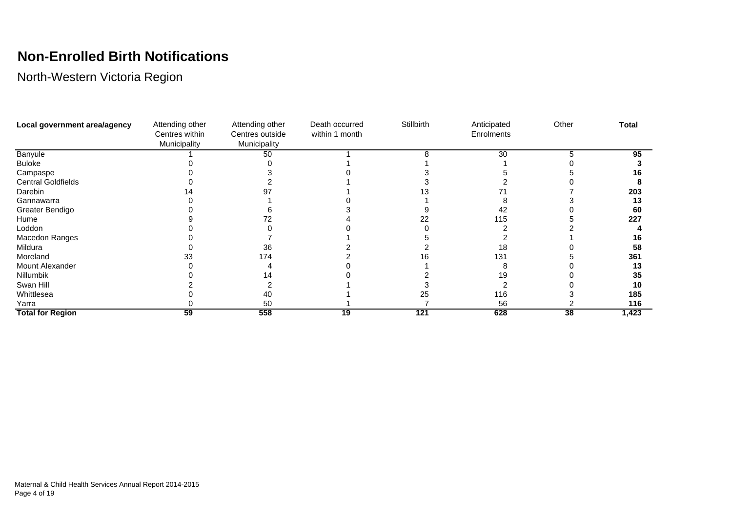# Non-Enrolled Birth Notifications

North-Western Victoria Region

| Local government area/agency | Attending other Centres within Municipality | Attending other Centres outside Municipality | Death occurred within 1 month | Stillbirth | Anticipated Enrolments | Other | Total |
|---|---|---|---|---|---|---|---|
| Banyule | 1 | 50 | 1 | 8 | 30 | 5 | **95** |
| Buloke | 0 | 0 | 1 | 1 | 1 | 0 | **3** |
| Campaspe | 0 | 3 | 0 | 3 | 5 | 5 | **16** |
| Central Goldfields | 0 | 2 | 1 | 3 | 2 | 0 | **8** |
| Darebin | 14 | 97 | 1 | 13 | 71 | 7 | **203** |
| Gannawarra | 0 | 1 | 0 | 1 | 8 | 3 | **13** |
| Greater Bendigo | 0 | 6 | 3 | 9 | 42 | 0 | **60** |
| Hume | 9 | 72 | 4 | 22 | 115 | 5 | **227** |
| Loddon | 0 | 0 | 0 | 0 | 2 | 2 | **4** |
| Macedon Ranges | 0 | 7 | 1 | 5 | 2 | 1 | **16** |
| Mildura | 0 | 36 | 2 | 2 | 18 | 0 | **58** |
| Moreland | 33 | 174 | 2 | 16 | 131 | 5 | **361** |
| Mount Alexander | 0 | 4 | 0 | 1 | 8 | 0 | **13** |
| Nillumbik | 0 | 14 | 0 | 2 | 19 | 0 | **35** |
| Swan Hill | 2 | 2 | 1 | 3 | 2 | 0 | **10** |
| Whittlesea | 0 | 40 | 1 | 25 | 116 | 3 | **185** |
| Yarra | 0 | 50 | 1 | 7 | 56 | 2 | **116** |
| **Total for Region** | **59** | **558** | **19** | **121** | **628** | **38** | **1,423** |

Maternal & Child Health Services Annual Report 2014-2015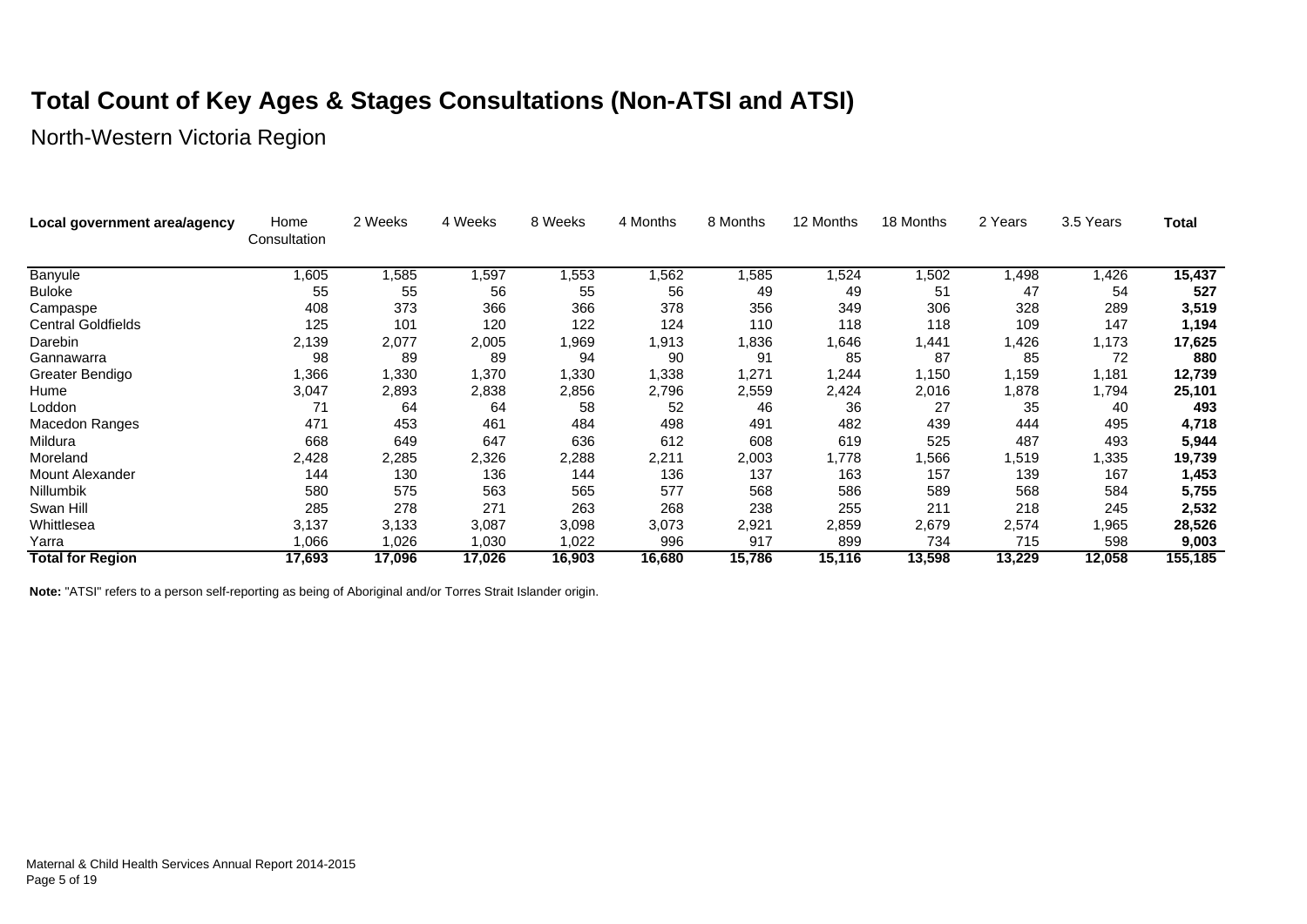# Total Count of Key Ages & Stages Consultations (Non-ATSI and ATSI)

North-Western Victoria Region

| Local government area/agency | Home Consultation | 2 Weeks | 4 Weeks | 8 Weeks | 4 Months | 8 Months | 12 Months | 18 Months | 2 Years | 3.5 Years | Total |
|---|---|---|---|---|---|---|---|---|---|---|---|
| Banyule | 1,605 | 1,585 | 1,597 | 1,553 | 1,562 | 1,585 | 1,524 | 1,502 | 1,498 | 1,426 | **15,437** |
| Buloke | 55 | 55 | 56 | 55 | 56 | 49 | 49 | 51 | 47 | 54 | **527** |
| Campaspe | 408 | 373 | 366 | 366 | 378 | 356 | 349 | 306 | 328 | 289 | **3,519** |
| Central Goldfields | 125 | 101 | 120 | 122 | 124 | 110 | 118 | 118 | 109 | 147 | **1,194** |
| Darebin | 2,139 | 2,077 | 2,005 | 1,969 | 1,913 | 1,836 | 1,646 | 1,441 | 1,426 | 1,173 | **17,625** |
| Gannawarra | 98 | 89 | 89 | 94 | 90 | 91 | 85 | 87 | 85 | 72 | **880** |
| Greater Bendigo | 1,366 | 1,330 | 1,370 | 1,330 | 1,338 | 1,271 | 1,244 | 1,150 | 1,159 | 1,181 | **12,739** |
| Hume | 3,047 | 2,893 | 2,838 | 2,856 | 2,796 | 2,559 | 2,424 | 2,016 | 1,878 | 1,794 | **25,101** |
| Loddon | 71 | 64 | 64 | 58 | 52 | 46 | 36 | 27 | 35 | 40 | **493** |
| Macedon Ranges | 471 | 453 | 461 | 484 | 498 | 491 | 482 | 439 | 444 | 495 | **4,718** |
| Mildura | 668 | 649 | 647 | 636 | 612 | 608 | 619 | 525 | 487 | 493 | **5,944** |
| Moreland | 2,428 | 2,285 | 2,326 | 2,288 | 2,211 | 2,003 | 1,778 | 1,566 | 1,519 | 1,335 | **19,739** |
| Mount Alexander | 144 | 130 | 136 | 144 | 136 | 137 | 163 | 157 | 139 | 167 | **1,453** |
| Nillumbik | 580 | 575 | 563 | 565 | 577 | 568 | 586 | 589 | 568 | 584 | **5,755** |
| Swan Hill | 285 | 278 | 271 | 263 | 268 | 238 | 255 | 211 | 218 | 245 | **2,532** |
| Whittlesea | 3,137 | 3,133 | 3,087 | 3,098 | 3,073 | 2,921 | 2,859 | 2,679 | 2,574 | 1,965 | **28,526** |
| Yarra | 1,066 | 1,026 | 1,030 | 1,022 | 996 | 917 | 899 | 734 | 715 | 598 | **9,003** |
| **Total for Region** | **17,693** | **17,096** | **17,026** | **16,903** | **16,680** | **15,786** | **15,116** | **13,598** | **13,229** | **12,058** | **155,185** |

**Note:** "ATSI" refers to a person self-reporting as being of Aboriginal and/or Torres Strait Islander origin.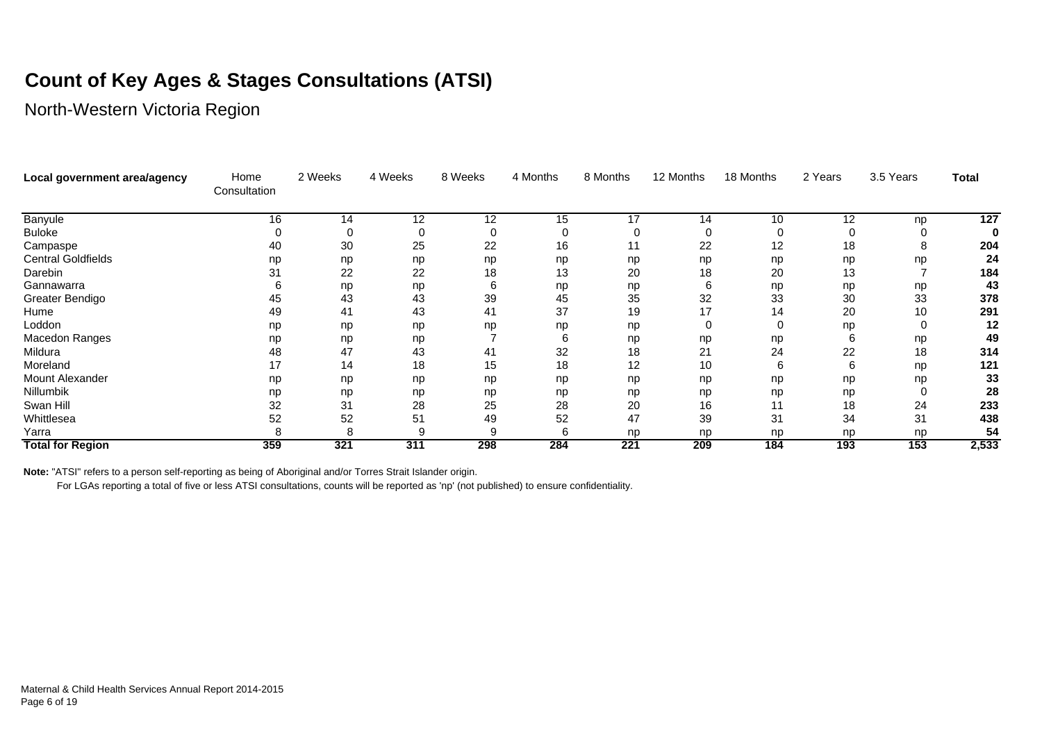# Count of Key Ages & Stages Consultations (ATSI)

North-Western Victoria Region

| Local government area/agency | Home Consultation | 2 Weeks | 4 Weeks | 8 Weeks | 4 Months | 8 Months | 12 Months | 18 Months | 2 Years | 3.5 Years | Total |
|---|---|---|---|---|---|---|---|---|---|---|---|
| Banyule | 16 | 14 | 12 | 12 | 15 | 17 | 14 | 10 | 12 | np | **127** |
| Buloke | 0 | 0 | 0 | 0 | 0 | 0 | 0 | 0 | 0 | 0 | **0** |
| Campaspe | 40 | 30 | 25 | 22 | 16 | 11 | 22 | 12 | 18 | 8 | **204** |
| Central Goldfields | np | np | np | np | np | np | np | np | np | np | **24** |
| Darebin | 31 | 22 | 22 | 18 | 13 | 20 | 18 | 20 | 13 | 7 | **184** |
| Gannawarra | 6 | np | np | 6 | np | np | 6 | np | np | np | **43** |
| Greater Bendigo | 45 | 43 | 43 | 39 | 45 | 35 | 32 | 33 | 30 | 33 | **378** |
| Hume | 49 | 41 | 43 | 41 | 37 | 19 | 17 | 14 | 20 | 10 | **291** |
| Loddon | np | np | np | np | np | np | 0 | 0 | np | 0 | **12** |
| Macedon Ranges | np | np | np | 7 | 6 | np | np | np | 6 | np | **49** |
| Mildura | 48 | 47 | 43 | 41 | 32 | 18 | 21 | 24 | 22 | 18 | **314** |
| Moreland | 17 | 14 | 18 | 15 | 18 | 12 | 10 | 6 | 6 | np | **121** |
| Mount Alexander | np | np | np | np | np | np | np | np | np | np | **33** |
| Nillumbik | np | np | np | np | np | np | np | np | np | 0 | **28** |
| Swan Hill | 32 | 31 | 28 | 25 | 28 | 20 | 16 | 11 | 18 | 24 | **233** |
| Whittlesea | 52 | 52 | 51 | 49 | 52 | 47 | 39 | 31 | 34 | 31 | **438** |
| Yarra | 8 | 8 | 9 | 9 | 6 | np | np | np | np | np | **54** |
| **Total for Region** | **359** | **321** | **311** | **298** | **284** | **221** | **209** | **184** | **193** | **153** | **2,533** |

**Note:** "ATSI" refers to a person self-reporting as being of Aboriginal and/or Torres Strait Islander origin.

For LGAs reporting a total of five or less ATSI consultations, counts will be reported as 'np' (not published) to ensure confidentiality.

Maternal & Child Health Services Annual Report 2014-2015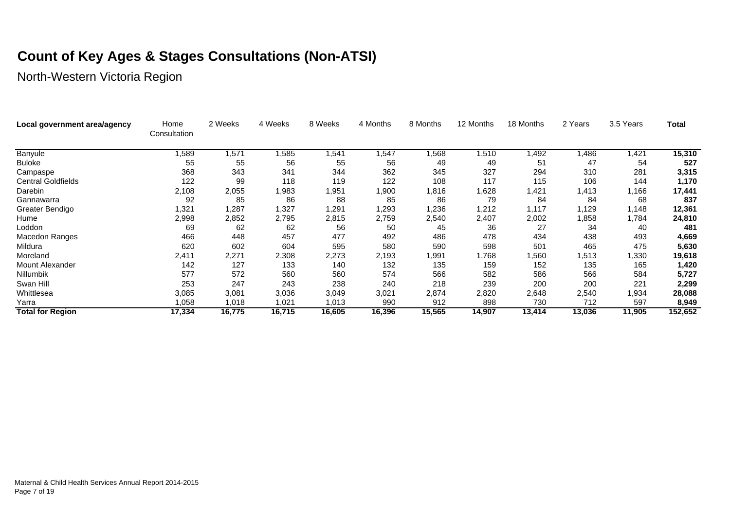# Count of Key Ages & Stages Consultations (Non-ATSI)

North-Western Victoria Region

| Local government area/agency | Home Consultation | 2 Weeks | 4 Weeks | 8 Weeks | 4 Months | 8 Months | 12 Months | 18 Months | 2 Years | 3.5 Years | Total |
|---|---|---|---|---|---|---|---|---|---|---|---|
| Banyule | 1,589 | 1,571 | 1,585 | 1,541 | 1,547 | 1,568 | 1,510 | 1,492 | 1,486 | 1,421 | **15,310** |
| Buloke | 55 | 55 | 56 | 55 | 56 | 49 | 49 | 51 | 47 | 54 | **527** |
| Campaspe | 368 | 343 | 341 | 344 | 362 | 345 | 327 | 294 | 310 | 281 | **3,315** |
| Central Goldfields | 122 | 99 | 118 | 119 | 122 | 108 | 117 | 115 | 106 | 144 | **1,170** |
| Darebin | 2,108 | 2,055 | 1,983 | 1,951 | 1,900 | 1,816 | 1,628 | 1,421 | 1,413 | 1,166 | **17,441** |
| Gannawarra | 92 | 85 | 86 | 88 | 85 | 86 | 79 | 84 | 84 | 68 | **837** |
| Greater Bendigo | 1,321 | 1,287 | 1,327 | 1,291 | 1,293 | 1,236 | 1,212 | 1,117 | 1,129 | 1,148 | **12,361** |
| Hume | 2,998 | 2,852 | 2,795 | 2,815 | 2,759 | 2,540 | 2,407 | 2,002 | 1,858 | 1,784 | **24,810** |
| Loddon | 69 | 62 | 62 | 56 | 50 | 45 | 36 | 27 | 34 | 40 | **481** |
| Macedon Ranges | 466 | 448 | 457 | 477 | 492 | 486 | 478 | 434 | 438 | 493 | **4,669** |
| Mildura | 620 | 602 | 604 | 595 | 580 | 590 | 598 | 501 | 465 | 475 | **5,630** |
| Moreland | 2,411 | 2,271 | 2,308 | 2,273 | 2,193 | 1,991 | 1,768 | 1,560 | 1,513 | 1,330 | **19,618** |
| Mount Alexander | 142 | 127 | 133 | 140 | 132 | 135 | 159 | 152 | 135 | 165 | **1,420** |
| Nillumbik | 577 | 572 | 560 | 560 | 574 | 566 | 582 | 586 | 566 | 584 | **5,727** |
| Swan Hill | 253 | 247 | 243 | 238 | 240 | 218 | 239 | 200 | 200 | 221 | **2,299** |
| Whittlesea | 3,085 | 3,081 | 3,036 | 3,049 | 3,021 | 2,874 | 2,820 | 2,648 | 2,540 | 1,934 | **28,088** |
| Yarra | 1,058 | 1,018 | 1,021 | 1,013 | 990 | 912 | 898 | 730 | 712 | 597 | **8,949** |
| **Total for Region** | **17,334** | **16,775** | **16,715** | **16,605** | **16,396** | **15,565** | **14,907** | **13,414** | **13,036** | **11,905** | **152,652** |

Maternal & Child Health Services Annual Report 2014-2015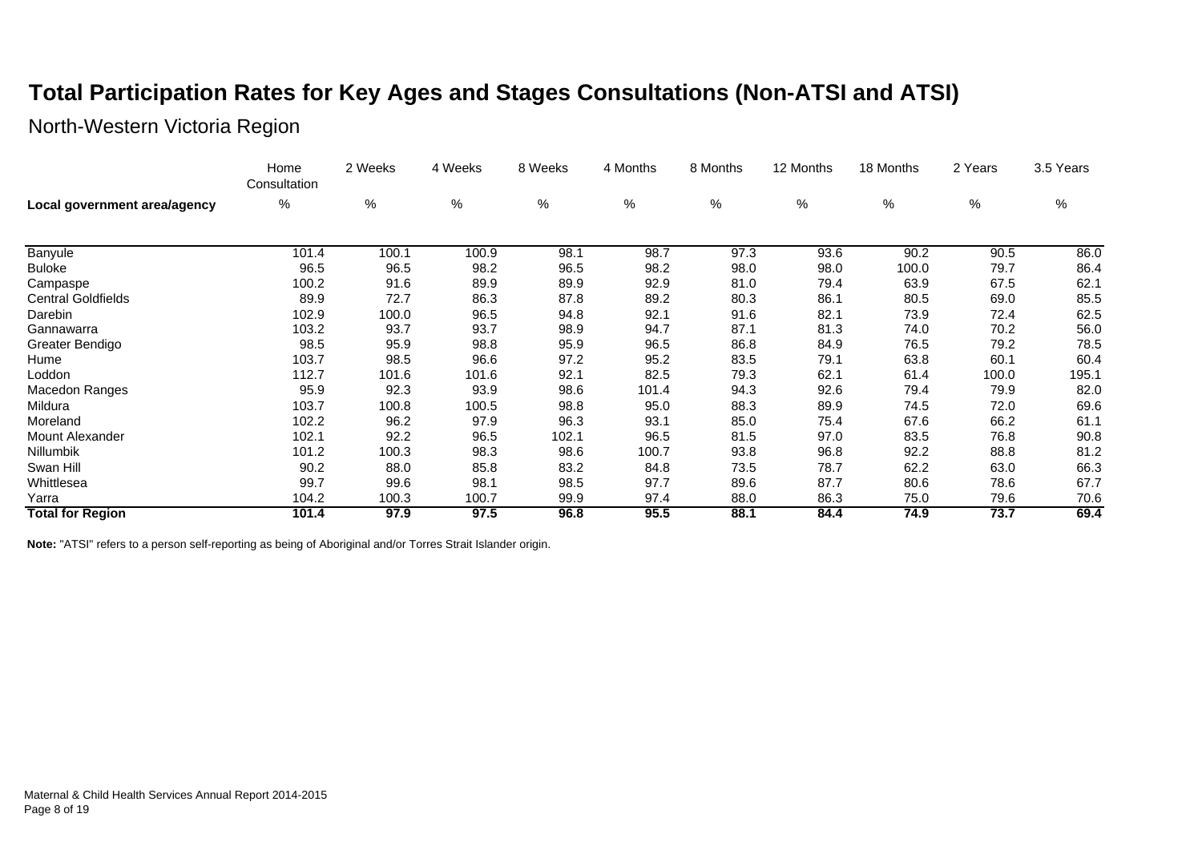# Total Participation Rates for Key Ages and Stages Consultations (Non-ATSI and ATSI)

## North-Western Victoria Region

| Local government area/agency | Home Consultation % | 2 Weeks % | 4 Weeks % | 8 Weeks % | 4 Months % | 8 Months % | 12 Months % | 18 Months % | 2 Years % | 3.5 Years % |
|---|---|---|---|---|---|---|---|---|---|---|
| Banyule | 101.4 | 100.1 | 100.9 | 98.1 | 98.7 | 97.3 | 93.6 | 90.2 | 90.5 | 86.0 |
| Buloke | 96.5 | 96.5 | 98.2 | 96.5 | 98.2 | 98.0 | 98.0 | 100.0 | 79.7 | 86.4 |
| Campaspe | 100.2 | 91.6 | 89.9 | 89.9 | 92.9 | 81.0 | 79.4 | 63.9 | 67.5 | 62.1 |
| Central Goldfields | 89.9 | 72.7 | 86.3 | 87.8 | 89.2 | 80.3 | 86.1 | 80.5 | 69.0 | 85.5 |
| Darebin | 102.9 | 100.0 | 96.5 | 94.8 | 92.1 | 91.6 | 82.1 | 73.9 | 72.4 | 62.5 |
| Gannawarra | 103.2 | 93.7 | 93.7 | 98.9 | 94.7 | 87.1 | 81.3 | 74.0 | 70.2 | 56.0 |
| Greater Bendigo | 98.5 | 95.9 | 98.8 | 95.9 | 96.5 | 86.8 | 84.9 | 76.5 | 79.2 | 78.5 |
| Hume | 103.7 | 98.5 | 96.6 | 97.2 | 95.2 | 83.5 | 79.1 | 63.8 | 60.1 | 60.4 |
| Loddon | 112.7 | 101.6 | 101.6 | 92.1 | 82.5 | 79.3 | 62.1 | 61.4 | 100.0 | 195.1 |
| Macedon Ranges | 95.9 | 92.3 | 93.9 | 98.6 | 101.4 | 94.3 | 92.6 | 79.4 | 79.9 | 82.0 |
| Mildura | 103.7 | 100.8 | 100.5 | 98.8 | 95.0 | 88.3 | 89.9 | 74.5 | 72.0 | 69.6 |
| Moreland | 102.2 | 96.2 | 97.9 | 96.3 | 93.1 | 85.0 | 75.4 | 67.6 | 66.2 | 61.1 |
| Mount Alexander | 102.1 | 92.2 | 96.5 | 102.1 | 96.5 | 81.5 | 97.0 | 83.5 | 76.8 | 90.8 |
| Nillumbik | 101.2 | 100.3 | 98.3 | 98.6 | 100.7 | 93.8 | 96.8 | 92.2 | 88.8 | 81.2 |
| Swan Hill | 90.2 | 88.0 | 85.8 | 83.2 | 84.8 | 73.5 | 78.7 | 62.2 | 63.0 | 66.3 |
| Whittlesea | 99.7 | 99.6 | 98.1 | 98.5 | 97.7 | 89.6 | 87.7 | 80.6 | 78.6 | 67.7 |
| Yarra | 104.2 | 100.3 | 100.7 | 99.9 | 97.4 | 88.0 | 86.3 | 75.0 | 79.6 | 70.6 |
| **Total for Region** | **101.4** | **97.9** | **97.5** | **96.8** | **95.5** | **88.1** | **84.4** | **74.9** | **73.7** | **69.4** |

**Note:** "ATSI" refers to a person self-reporting as being of Aboriginal and/or Torres Strait Islander origin.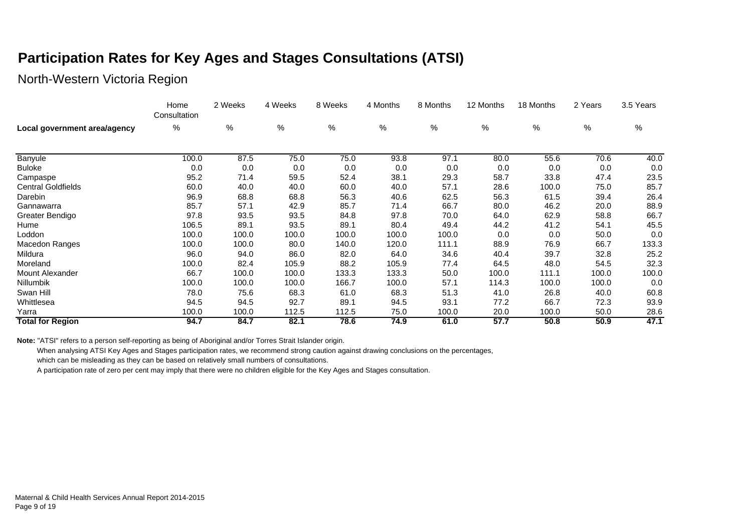# Participation Rates for Key Ages and Stages Consultations (ATSI)

## North-Western Victoria Region

| Local government area/agency | Home Consultation % | 2 Weeks % | 4 Weeks % | 8 Weeks % | 4 Months % | 8 Months % | 12 Months % | 18 Months % | 2 Years % | 3.5 Years % |
|---|---|---|---|---|---|---|---|---|---|---|
| Banyule | 100.0 | 87.5 | 75.0 | 75.0 | 93.8 | 97.1 | 80.0 | 55.6 | 70.6 | 40.0 |
| Buloke | 0.0 | 0.0 | 0.0 | 0.0 | 0.0 | 0.0 | 0.0 | 0.0 | 0.0 | 0.0 |
| Campaspe | 95.2 | 71.4 | 59.5 | 52.4 | 38.1 | 29.3 | 58.7 | 33.8 | 47.4 | 23.5 |
| Central Goldfields | 60.0 | 40.0 | 40.0 | 60.0 | 40.0 | 57.1 | 28.6 | 100.0 | 75.0 | 85.7 |
| Darebin | 96.9 | 68.8 | 68.8 | 56.3 | 40.6 | 62.5 | 56.3 | 61.5 | 39.4 | 26.4 |
| Gannawarra | 85.7 | 57.1 | 42.9 | 85.7 | 71.4 | 66.7 | 80.0 | 46.2 | 20.0 | 88.9 |
| Greater Bendigo | 97.8 | 93.5 | 93.5 | 84.8 | 97.8 | 70.0 | 64.0 | 62.9 | 58.8 | 66.7 |
| Hume | 106.5 | 89.1 | 93.5 | 89.1 | 80.4 | 49.4 | 44.2 | 41.2 | 54.1 | 45.5 |
| Loddon | 100.0 | 100.0 | 100.0 | 100.0 | 100.0 | 100.0 | 0.0 | 0.0 | 50.0 | 0.0 |
| Macedon Ranges | 100.0 | 100.0 | 80.0 | 140.0 | 120.0 | 111.1 | 88.9 | 76.9 | 66.7 | 133.3 |
| Mildura | 96.0 | 94.0 | 86.0 | 82.0 | 64.0 | 34.6 | 40.4 | 39.7 | 32.8 | 25.2 |
| Moreland | 100.0 | 82.4 | 105.9 | 88.2 | 105.9 | 77.4 | 64.5 | 48.0 | 54.5 | 32.3 |
| Mount Alexander | 66.7 | 100.0 | 100.0 | 133.3 | 133.3 | 50.0 | 100.0 | 111.1 | 100.0 | 100.0 |
| Nillumbik | 100.0 | 100.0 | 100.0 | 166.7 | 100.0 | 57.1 | 114.3 | 100.0 | 100.0 | 0.0 |
| Swan Hill | 78.0 | 75.6 | 68.3 | 61.0 | 68.3 | 51.3 | 41.0 | 26.8 | 40.0 | 60.8 |
| Whittlesea | 94.5 | 94.5 | 92.7 | 89.1 | 94.5 | 93.1 | 77.2 | 66.7 | 72.3 | 93.9 |
| Yarra | 100.0 | 100.0 | 112.5 | 112.5 | 75.0 | 100.0 | 20.0 | 100.0 | 50.0 | 28.6 |
| **Total for Region** | **94.7** | **84.7** | **82.1** | **78.6** | **74.9** | **61.0** | **57.7** | **50.8** | **50.9** | **47.1** |

**Note:** "ATSI" refers to a person self-reporting as being of Aboriginal and/or Torres Strait Islander origin.
When analysing ATSI Key Ages and Stages participation rates, we recommend strong caution against drawing conclusions on the percentages, which can be misleading as they can be based on relatively small numbers of consultations.
A participation rate of zero per cent may imply that there were no children eligible for the Key Ages and Stages consultation.

Maternal & Child Health Services Annual Report 2014-2015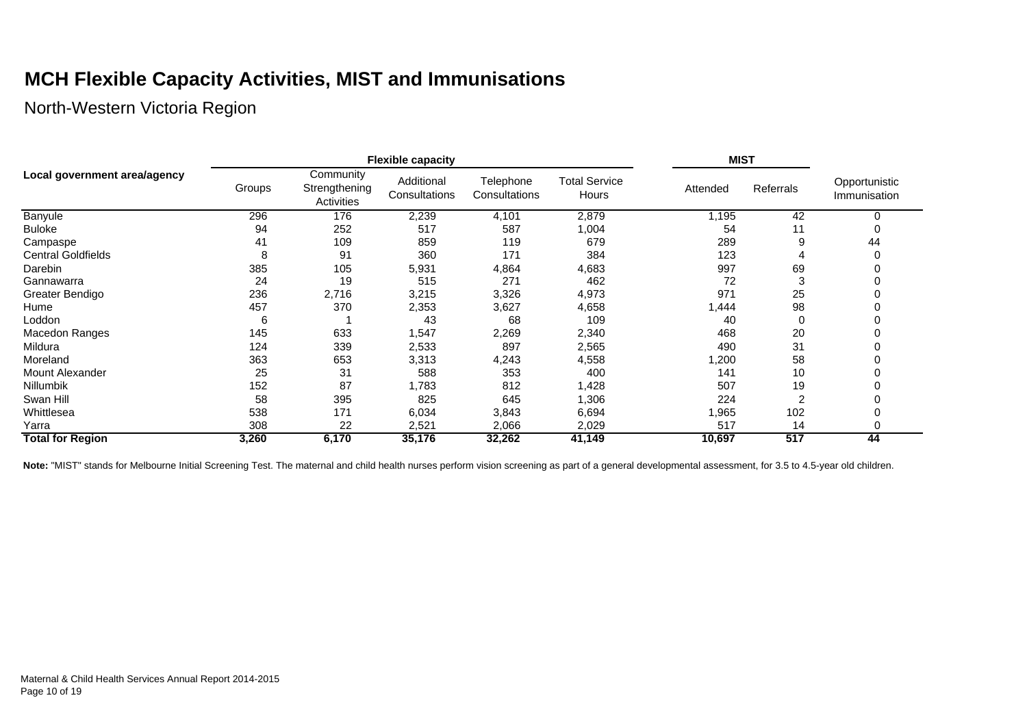# MCH Flexible Capacity Activities, MIST and Immunisations

North-Western Victoria Region

| Local government area/agency | Flexible capacity | | | | | MIST | | |
|---|---|---|---|---|---|---|---|---|
| | Groups | Community Strengthening Activities | Additional Consultations | Telephone Consultations | Total Service Hours | Attended | Referrals | Opportunistic Immunisation |
| Banyule | 296 | 176 | 2,239 | 4,101 | 2,879 | 1,195 | 42 | 0 |
| Buloke | 94 | 252 | 517 | 587 | 1,004 | 54 | 11 | 0 |
| Campaspe | 41 | 109 | 859 | 119 | 679 | 289 | 9 | 44 |
| Central Goldfields | 8 | 91 | 360 | 171 | 384 | 123 | 4 | 0 |
| Darebin | 385 | 105 | 5,931 | 4,864 | 4,683 | 997 | 69 | 0 |
| Gannawarra | 24 | 19 | 515 | 271 | 462 | 72 | 3 | 0 |
| Greater Bendigo | 236 | 2,716 | 3,215 | 3,326 | 4,973 | 971 | 25 | 0 |
| Hume | 457 | 370 | 2,353 | 3,627 | 4,658 | 1,444 | 98 | 0 |
| Loddon | 6 | 1 | 43 | 68 | 109 | 40 | 0 | 0 |
| Macedon Ranges | 145 | 633 | 1,547 | 2,269 | 2,340 | 468 | 20 | 0 |
| Mildura | 124 | 339 | 2,533 | 897 | 2,565 | 490 | 31 | 0 |
| Moreland | 363 | 653 | 3,313 | 4,243 | 4,558 | 1,200 | 58 | 0 |
| Mount Alexander | 25 | 31 | 588 | 353 | 400 | 141 | 10 | 0 |
| Nillumbik | 152 | 87 | 1,783 | 812 | 1,428 | 507 | 19 | 0 |
| Swan Hill | 58 | 395 | 825 | 645 | 1,306 | 224 | 2 | 0 |
| Whittlesea | 538 | 171 | 6,034 | 3,843 | 6,694 | 1,965 | 102 | 0 |
| Yarra | 308 | 22 | 2,521 | 2,066 | 2,029 | 517 | 14 | 0 |
| **Total for Region** | **3,260** | **6,170** | **35,176** | **32,262** | **41,149** | **10,697** | **517** | **44** |

**Note:** "MIST" stands for Melbourne Initial Screening Test. The maternal and child health nurses perform vision screening as part of a general developmental assessment, for 3.5 to 4.5-year old children.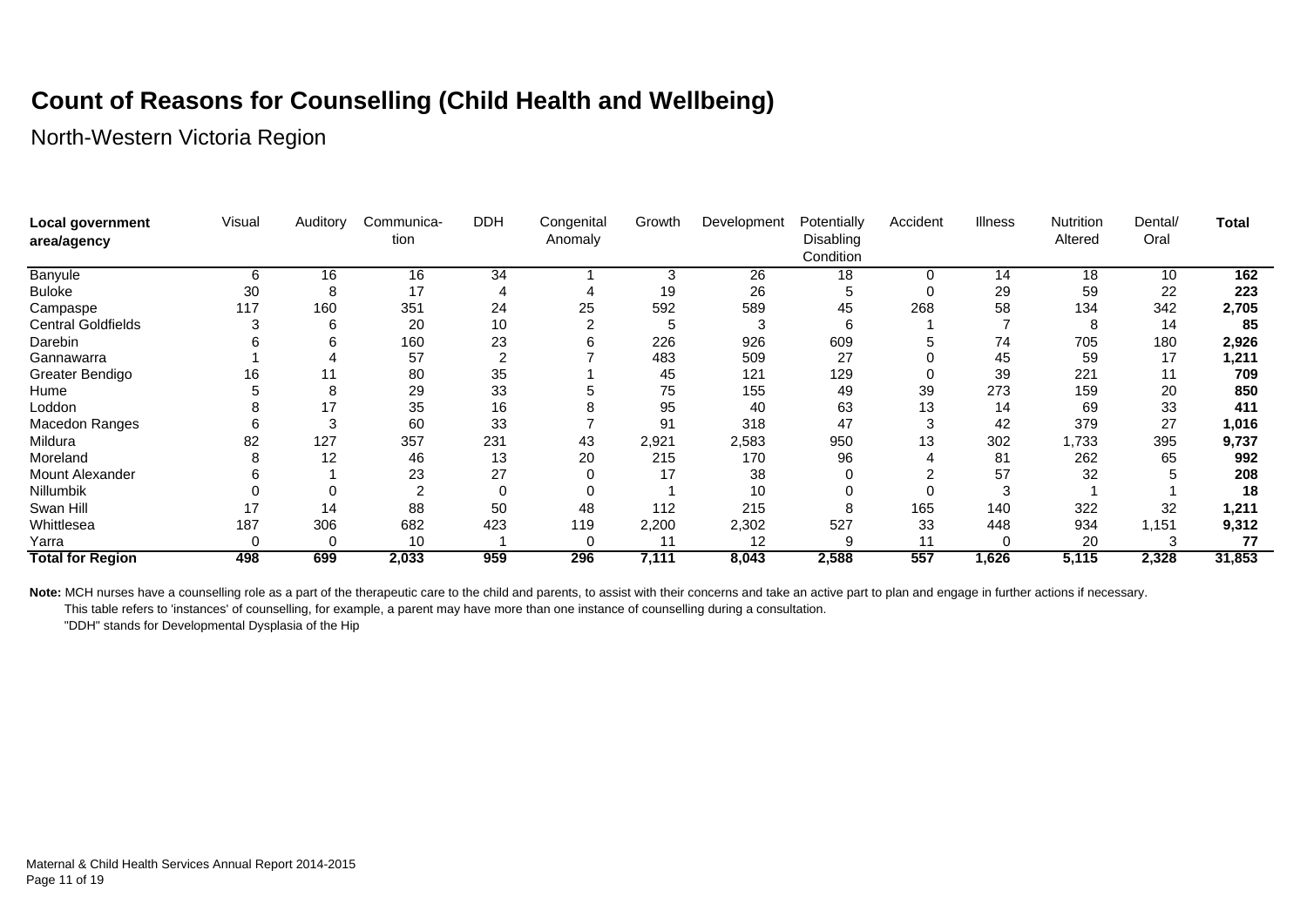# Count of Reasons for Counselling (Child Health and Wellbeing)

North-Western Victoria Region

| Local government area/agency | Visual | Auditory | Communica-tion | DDH | Congenital Anomaly | Growth | Development | Potentially Disabling Condition | Accident | Illness | Nutrition Altered | Dental/ Oral | Total |
|---|---|---|---|---|---|---|---|---|---|---|---|---|---|
| Banyule | 6 | 16 | 16 | 34 | 1 | 3 | 26 | 18 | 0 | 14 | 18 | 10 | **162** |
| Buloke | 30 | 8 | 17 | 4 | 4 | 19 | 26 | 5 | 0 | 29 | 59 | 22 | **223** |
| Campaspe | 117 | 160 | 351 | 24 | 25 | 592 | 589 | 45 | 268 | 58 | 134 | 342 | **2,705** |
| Central Goldfields | 3 | 6 | 20 | 10 | 2 | 5 | 3 | 6 | 1 | 7 | 8 | 14 | **85** |
| Darebin | 6 | 6 | 160 | 23 | 6 | 226 | 926 | 609 | 5 | 74 | 705 | 180 | **2,926** |
| Gannawarra | 1 | 4 | 57 | 2 | 7 | 483 | 509 | 27 | 0 | 45 | 59 | 17 | **1,211** |
| Greater Bendigo | 16 | 11 | 80 | 35 | 1 | 45 | 121 | 129 | 0 | 39 | 221 | 11 | **709** |
| Hume | 5 | 8 | 29 | 33 | 5 | 75 | 155 | 49 | 39 | 273 | 159 | 20 | **850** |
| Loddon | 8 | 17 | 35 | 16 | 8 | 95 | 40 | 63 | 13 | 14 | 69 | 33 | **411** |
| Macedon Ranges | 6 | 3 | 60 | 33 | 7 | 91 | 318 | 47 | 3 | 42 | 379 | 27 | **1,016** |
| Mildura | 82 | 127 | 357 | 231 | 43 | 2,921 | 2,583 | 950 | 13 | 302 | 1,733 | 395 | **9,737** |
| Moreland | 8 | 12 | 46 | 13 | 20 | 215 | 170 | 96 | 4 | 81 | 262 | 65 | **992** |
| Mount Alexander | 6 | 1 | 23 | 27 | 0 | 17 | 38 | 0 | 2 | 57 | 32 | 5 | **208** |
| Nillumbik | 0 | 0 | 2 | 0 | 0 | 1 | 10 | 0 | 0 | 3 | 1 | 1 | **18** |
| Swan Hill | 17 | 14 | 88 | 50 | 48 | 112 | 215 | 8 | 165 | 140 | 322 | 32 | **1,211** |
| Whittlesea | 187 | 306 | 682 | 423 | 119 | 2,200 | 2,302 | 527 | 33 | 448 | 934 | 1,151 | **9,312** |
| Yarra | 0 | 0 | 10 | 1 | 0 | 11 | 12 | 9 | 11 | 0 | 20 | 3 | **77** |
| **Total for Region** | **498** | **699** | **2,033** | **959** | **296** | **7,111** | **8,043** | **2,588** | **557** | **1,626** | **5,115** | **2,328** | **31,853** |

**Note:** MCH nurses have a counselling role as a part of the therapeutic care to the child and parents, to assist with their concerns and take an active part to plan and engage in further actions if necessary.
This table refers to 'instances' of counselling, for example, a parent may have more than one instance of counselling during a consultation.
"DDH" stands for Developmental Dysplasia of the Hip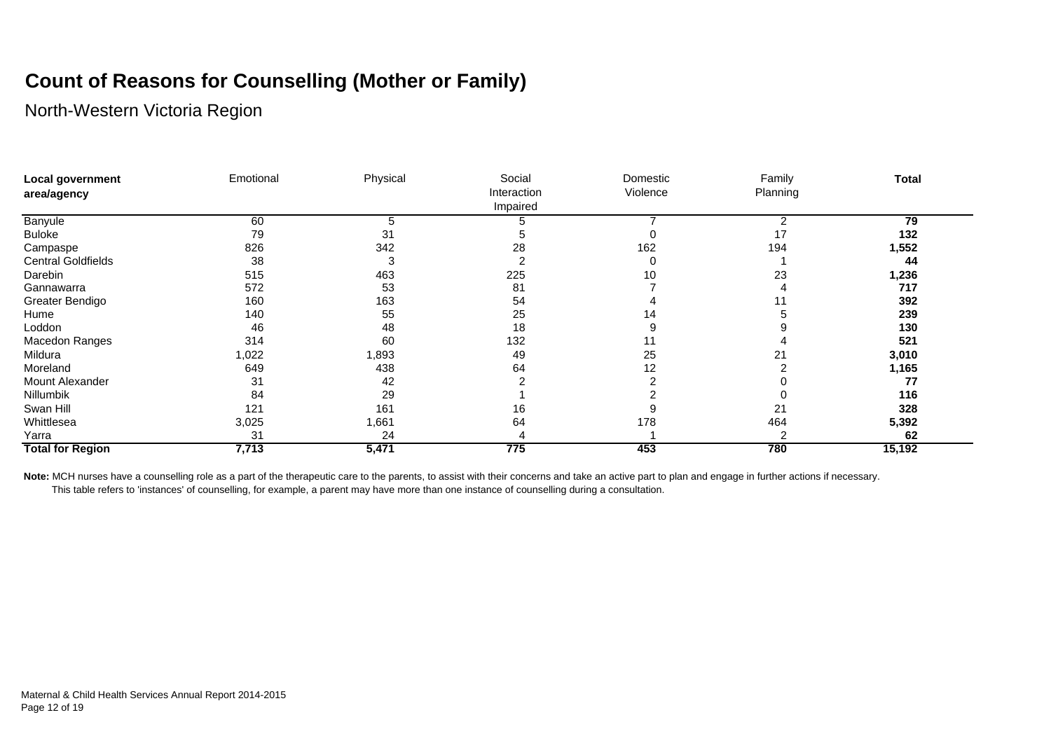# Count of Reasons for Counselling (Mother or Family)

North-Western Victoria Region

| **Local government area/agency** | Emotional | Physical | Social Interaction Impaired | Domestic Violence | Family Planning | **Total** |
|---|---|---|---|---|---|---|
| Banyule | 60 | 5 | 5 | 7 | 2 | **79** |
| Buloke | 79 | 31 | 5 | 0 | 17 | **132** |
| Campaspe | 826 | 342 | 28 | 162 | 194 | **1,552** |
| Central Goldfields | 38 | 3 | 2 | 0 | 1 | **44** |
| Darebin | 515 | 463 | 225 | 10 | 23 | **1,236** |
| Gannawarra | 572 | 53 | 81 | 7 | 4 | **717** |
| Greater Bendigo | 160 | 163 | 54 | 4 | 11 | **392** |
| Hume | 140 | 55 | 25 | 14 | 5 | **239** |
| Loddon | 46 | 48 | 18 | 9 | 9 | **130** |
| Macedon Ranges | 314 | 60 | 132 | 11 | 4 | **521** |
| Mildura | 1,022 | 1,893 | 49 | 25 | 21 | **3,010** |
| Moreland | 649 | 438 | 64 | 12 | 2 | **1,165** |
| Mount Alexander | 31 | 42 | 2 | 2 | 0 | **77** |
| Nillumbik | 84 | 29 | 1 | 2 | 0 | **116** |
| Swan Hill | 121 | 161 | 16 | 9 | 21 | **328** |
| Whittlesea | 3,025 | 1,661 | 64 | 178 | 464 | **5,392** |
| Yarra | 31 | 24 | 4 | 1 | 2 | **62** |
| **Total for Region** | **7,713** | **5,471** | **775** | **453** | **780** | **15,192** |

**Note:** MCH nurses have a counselling role as a part of the therapeutic care to the parents, to assist with their concerns and take an active part to plan and engage in further actions if necessary.
This table refers to 'instances' of counselling, for example, a parent may have more than one instance of counselling during a consultation.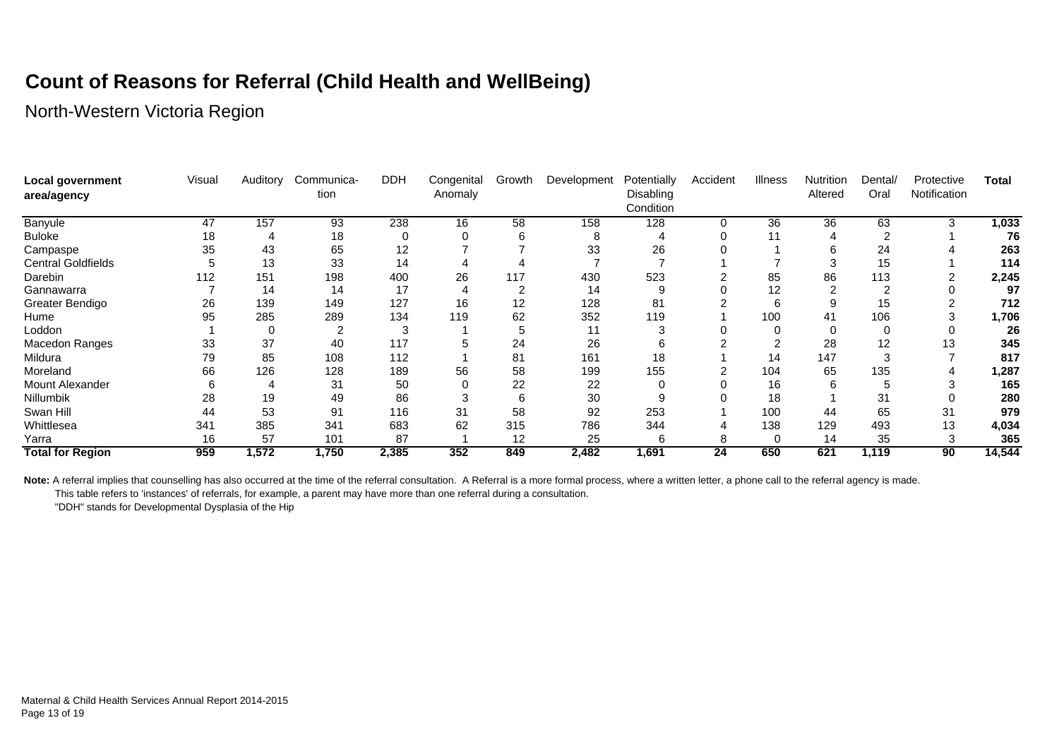# Count of Reasons for Referral (Child Health and WellBeing)

North-Western Victoria Region

| Local government area/agency | Visual | Auditory | Communica-tion | DDH | Congenital Anomaly | Growth | Development | Potentially Disabling Condition | Accident | Illness | Nutrition Altered | Dental/ Oral | Protective Notification | Total |
|---|---|---|---|---|---|---|---|---|---|---|---|---|---|---|
| Banyule | 47 | 157 | 93 | 238 | 16 | 58 | 158 | 128 | 0 | 36 | 36 | 63 | 3 | **1,033** |
| Buloke | 18 | 4 | 18 | 0 | 0 | 6 | 8 | 4 | 0 | 11 | 4 | 2 | 1 | **76** |
| Campaspe | 35 | 43 | 65 | 12 | 7 | 7 | 33 | 26 | 0 | 1 | 6 | 24 | 4 | **263** |
| Central Goldfields | 5 | 13 | 33 | 14 | 4 | 4 | 7 | 7 | 1 | 7 | 3 | 15 | 1 | **114** |
| Darebin | 112 | 151 | 198 | 400 | 26 | 117 | 430 | 523 | 2 | 85 | 86 | 113 | 2 | **2,245** |
| Gannawarra | 7 | 14 | 14 | 17 | 4 | 2 | 14 | 9 | 0 | 12 | 2 | 2 | 0 | **97** |
| Greater Bendigo | 26 | 139 | 149 | 127 | 16 | 12 | 128 | 81 | 2 | 6 | 9 | 15 | 2 | **712** |
| Hume | 95 | 285 | 289 | 134 | 119 | 62 | 352 | 119 | 1 | 100 | 41 | 106 | 3 | **1,706** |
| Loddon | 1 | 0 | 2 | 3 | 1 | 5 | 11 | 3 | 0 | 0 | 0 | 0 | 0 | **26** |
| Macedon Ranges | 33 | 37 | 40 | 117 | 5 | 24 | 26 | 6 | 2 | 2 | 28 | 12 | 13 | **345** |
| Mildura | 79 | 85 | 108 | 112 | 1 | 81 | 161 | 18 | 1 | 14 | 147 | 3 | 7 | **817** |
| Moreland | 66 | 126 | 128 | 189 | 56 | 58 | 199 | 155 | 2 | 104 | 65 | 135 | 4 | **1,287** |
| Mount Alexander | 6 | 4 | 31 | 50 | 0 | 22 | 22 | 0 | 0 | 16 | 6 | 5 | 3 | **165** |
| Nillumbik | 28 | 19 | 49 | 86 | 3 | 6 | 30 | 9 | 0 | 18 | 1 | 31 | 0 | **280** |
| Swan Hill | 44 | 53 | 91 | 116 | 31 | 58 | 92 | 253 | 1 | 100 | 44 | 65 | 31 | **979** |
| Whittlesea | 341 | 385 | 341 | 683 | 62 | 315 | 786 | 344 | 4 | 138 | 129 | 493 | 13 | **4,034** |
| Yarra | 16 | 57 | 101 | 87 | 1 | 12 | 25 | 6 | 8 | 0 | 14 | 35 | 3 | **365** |
| **Total for Region** | **959** | **1,572** | **1,750** | **2,385** | **352** | **849** | **2,482** | **1,691** | **24** | **650** | **621** | **1,119** | **90** | **14,544** |

**Note:** A referral implies that counselling has also occurred at the time of the referral consultation. A Referral is a more formal process, where a written letter, a phone call to the referral agency is made.
This table refers to 'instances' of referrals, for example, a parent may have more than one referral during a consultation.
"DDH" stands for Developmental Dysplasia of the Hip

Maternal & Child Health Services Annual Report 2014-2015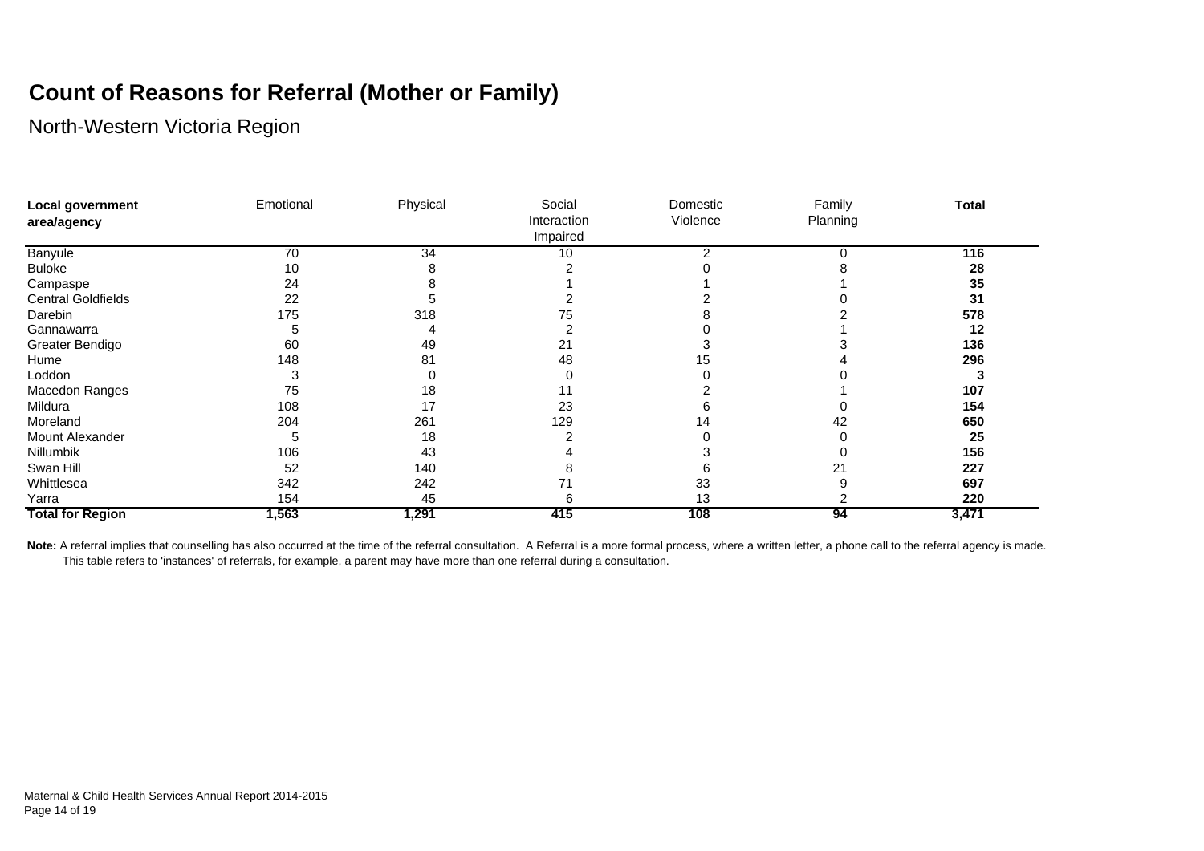# Count of Reasons for Referral (Mother or Family)

North-Western Victoria Region

| Local government area/agency | Emotional | Physical | Social Interaction Impaired | Domestic Violence | Family Planning | **Total** |
|---|---|---|---|---|---|---|
| Banyule | 70 | 34 | 10 | 2 | 0 | **116** |
| Buloke | 10 | 8 | 2 | 0 | 8 | **28** |
| Campaspe | 24 | 8 | 1 | 1 | 1 | **35** |
| Central Goldfields | 22 | 5 | 2 | 2 | 0 | **31** |
| Darebin | 175 | 318 | 75 | 8 | 2 | **578** |
| Gannawarra | 5 | 4 | 2 | 0 | 1 | **12** |
| Greater Bendigo | 60 | 49 | 21 | 3 | 3 | **136** |
| Hume | 148 | 81 | 48 | 15 | 4 | **296** |
| Loddon | 3 | 0 | 0 | 0 | 0 | **3** |
| Macedon Ranges | 75 | 18 | 11 | 2 | 1 | **107** |
| Mildura | 108 | 17 | 23 | 6 | 0 | **154** |
| Moreland | 204 | 261 | 129 | 14 | 42 | **650** |
| Mount Alexander | 5 | 18 | 2 | 0 | 0 | **25** |
| Nillumbik | 106 | 43 | 4 | 3 | 0 | **156** |
| Swan Hill | 52 | 140 | 8 | 6 | 21 | **227** |
| Whittlesea | 342 | 242 | 71 | 33 | 9 | **697** |
| Yarra | 154 | 45 | 6 | 13 | 2 | **220** |
| **Total for Region** | **1,563** | **1,291** | **415** | **108** | **94** | **3,471** |

**Note:** A referral implies that counselling has also occurred at the time of the referral consultation. A Referral is a more formal process, where a written letter, a phone call to the referral agency is made. This table refers to 'instances' of referrals, for example, a parent may have more than one referral during a consultation.

Maternal & Child Health Services Annual Report 2014-2015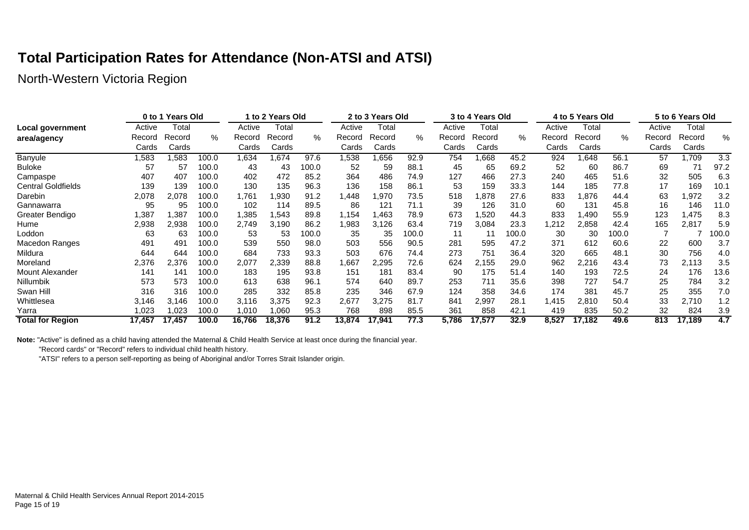# Total Participation Rates for Attendance (Non-ATSI and ATSI)

North-Western Victoria Region

| Local government area/agency | 0 to 1 Years Old | | | 1 to 2 Years Old | | | 2 to 3 Years Old | | | 3 to 4 Years Old | | | 4 to 5 Years Old | | | 5 to 6 Years Old | | |
|---|---|---|---|---|---|---|---|---|---|---|---|---|---|---|---|---|---|---|
| | Active Record Cards | Total Record Cards | % | Active Record Cards | Total Record Cards | % | Active Record Cards | Total Record Cards | % | Active Record Cards | Total Record Cards | % | Active Record Cards | Total Record Cards | % | Active Record Cards | Total Record Cards | % |
| Banyule | 1,583 | 1,583 | 100.0 | 1,634 | 1,674 | 97.6 | 1,538 | 1,656 | 92.9 | 754 | 1,668 | 45.2 | 924 | 1,648 | 56.1 | 57 | 1,709 | 3.3 |
| Buloke | 57 | 57 | 100.0 | 43 | 43 | 100.0 | 52 | 59 | 88.1 | 45 | 65 | 69.2 | 52 | 60 | 86.7 | 69 | 71 | 97.2 |
| Campaspe | 407 | 407 | 100.0 | 402 | 472 | 85.2 | 364 | 486 | 74.9 | 127 | 466 | 27.3 | 240 | 465 | 51.6 | 32 | 505 | 6.3 |
| Central Goldfields | 139 | 139 | 100.0 | 130 | 135 | 96.3 | 136 | 158 | 86.1 | 53 | 159 | 33.3 | 144 | 185 | 77.8 | 17 | 169 | 10.1 |
| Darebin | 2,078 | 2,078 | 100.0 | 1,761 | 1,930 | 91.2 | 1,448 | 1,970 | 73.5 | 518 | 1,878 | 27.6 | 833 | 1,876 | 44.4 | 63 | 1,972 | 3.2 |
| Gannawarra | 95 | 95 | 100.0 | 102 | 114 | 89.5 | 86 | 121 | 71.1 | 39 | 126 | 31.0 | 60 | 131 | 45.8 | 16 | 146 | 11.0 |
| Greater Bendigo | 1,387 | 1,387 | 100.0 | 1,385 | 1,543 | 89.8 | 1,154 | 1,463 | 78.9 | 673 | 1,520 | 44.3 | 833 | 1,490 | 55.9 | 123 | 1,475 | 8.3 |
| Hume | 2,938 | 2,938 | 100.0 | 2,749 | 3,190 | 86.2 | 1,983 | 3,126 | 63.4 | 719 | 3,084 | 23.3 | 1,212 | 2,858 | 42.4 | 165 | 2,817 | 5.9 |
| Loddon | 63 | 63 | 100.0 | 53 | 53 | 100.0 | 35 | 35 | 100.0 | 11 | 11 | 100.0 | 30 | 30 | 100.0 | 7 | 7 | 100.0 |
| Macedon Ranges | 491 | 491 | 100.0 | 539 | 550 | 98.0 | 503 | 556 | 90.5 | 281 | 595 | 47.2 | 371 | 612 | 60.6 | 22 | 600 | 3.7 |
| Mildura | 644 | 644 | 100.0 | 684 | 733 | 93.3 | 503 | 676 | 74.4 | 273 | 751 | 36.4 | 320 | 665 | 48.1 | 30 | 756 | 4.0 |
| Moreland | 2,376 | 2,376 | 100.0 | 2,077 | 2,339 | 88.8 | 1,667 | 2,295 | 72.6 | 624 | 2,155 | 29.0 | 962 | 2,216 | 43.4 | 73 | 2,113 | 3.5 |
| Mount Alexander | 141 | 141 | 100.0 | 183 | 195 | 93.8 | 151 | 181 | 83.4 | 90 | 175 | 51.4 | 140 | 193 | 72.5 | 24 | 176 | 13.6 |
| Nillumbik | 573 | 573 | 100.0 | 613 | 638 | 96.1 | 574 | 640 | 89.7 | 253 | 711 | 35.6 | 398 | 727 | 54.7 | 25 | 784 | 3.2 |
| Swan Hill | 316 | 316 | 100.0 | 285 | 332 | 85.8 | 235 | 346 | 67.9 | 124 | 358 | 34.6 | 174 | 381 | 45.7 | 25 | 355 | 7.0 |
| Whittlesea | 3,146 | 3,146 | 100.0 | 3,116 | 3,375 | 92.3 | 2,677 | 3,275 | 81.7 | 841 | 2,997 | 28.1 | 1,415 | 2,810 | 50.4 | 33 | 2,710 | 1.2 |
| Yarra | 1,023 | 1,023 | 100.0 | 1,010 | 1,060 | 95.3 | 768 | 898 | 85.5 | 361 | 858 | 42.1 | 419 | 835 | 50.2 | 32 | 824 | 3.9 |
| **Total for Region** | **17,457** | **17,457** | **100.0** | **16,766** | **18,376** | **91.2** | **13,874** | **17,941** | **77.3** | **5,786** | **17,577** | **32.9** | **8,527** | **17,182** | **49.6** | **813** | **17,189** | **4.7** |

**Note:** "Active" is defined as a child having attended the Maternal & Child Health Service at least once during the financial year.

"Record cards" or "Record" refers to individual child health history.

"ATSI" refers to a person self-reporting as being of Aboriginal and/or Torres Strait Islander origin.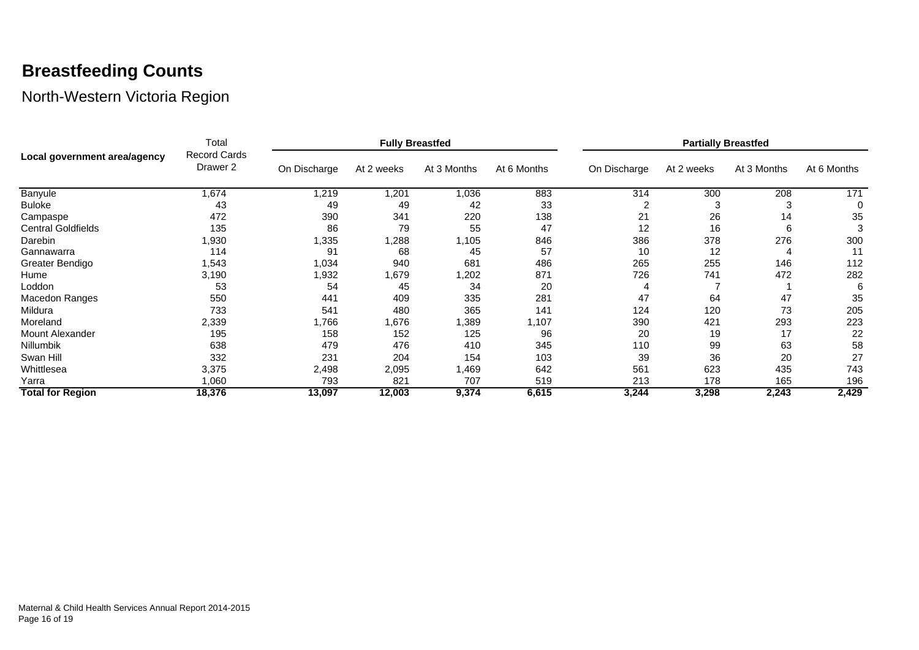# Breastfeeding Counts

## North-Western Victoria Region

| Local government area/agency | Total Record Cards Drawer 2 | Fully Breastfed | | | | Partially Breastfed | | | |
|---|---|---|---|---|---|---|---|---|---|
| | | On Discharge | At 2 weeks | At 3 Months | At 6 Months | On Discharge | At 2 weeks | At 3 Months | At 6 Months |
| Banyule | 1,674 | 1,219 | 1,201 | 1,036 | 883 | 314 | 300 | 208 | 171 |
| Buloke | 43 | 49 | 49 | 42 | 33 | 2 | 3 | 3 | 0 |
| Campaspe | 472 | 390 | 341 | 220 | 138 | 21 | 26 | 14 | 35 |
| Central Goldfields | 135 | 86 | 79 | 55 | 47 | 12 | 16 | 6 | 3 |
| Darebin | 1,930 | 1,335 | 1,288 | 1,105 | 846 | 386 | 378 | 276 | 300 |
| Gannawarra | 114 | 91 | 68 | 45 | 57 | 10 | 12 | 4 | 11 |
| Greater Bendigo | 1,543 | 1,034 | 940 | 681 | 486 | 265 | 255 | 146 | 112 |
| Hume | 3,190 | 1,932 | 1,679 | 1,202 | 871 | 726 | 741 | 472 | 282 |
| Loddon | 53 | 54 | 45 | 34 | 20 | 4 | 7 | 1 | 6 |
| Macedon Ranges | 550 | 441 | 409 | 335 | 281 | 47 | 64 | 47 | 35 |
| Mildura | 733 | 541 | 480 | 365 | 141 | 124 | 120 | 73 | 205 |
| Moreland | 2,339 | 1,766 | 1,676 | 1,389 | 1,107 | 390 | 421 | 293 | 223 |
| Mount Alexander | 195 | 158 | 152 | 125 | 96 | 20 | 19 | 17 | 22 |
| Nillumbik | 638 | 479 | 476 | 410 | 345 | 110 | 99 | 63 | 58 |
| Swan Hill | 332 | 231 | 204 | 154 | 103 | 39 | 36 | 20 | 27 |
| Whittlesea | 3,375 | 2,498 | 2,095 | 1,469 | 642 | 561 | 623 | 435 | 743 |
| Yarra | 1,060 | 793 | 821 | 707 | 519 | 213 | 178 | 165 | 196 |
| **Total for Region** | **18,376** | **13,097** | **12,003** | **9,374** | **6,615** | **3,244** | **3,298** | **2,243** | **2,429** |

Maternal & Child Health Services Annual Report 2014-2015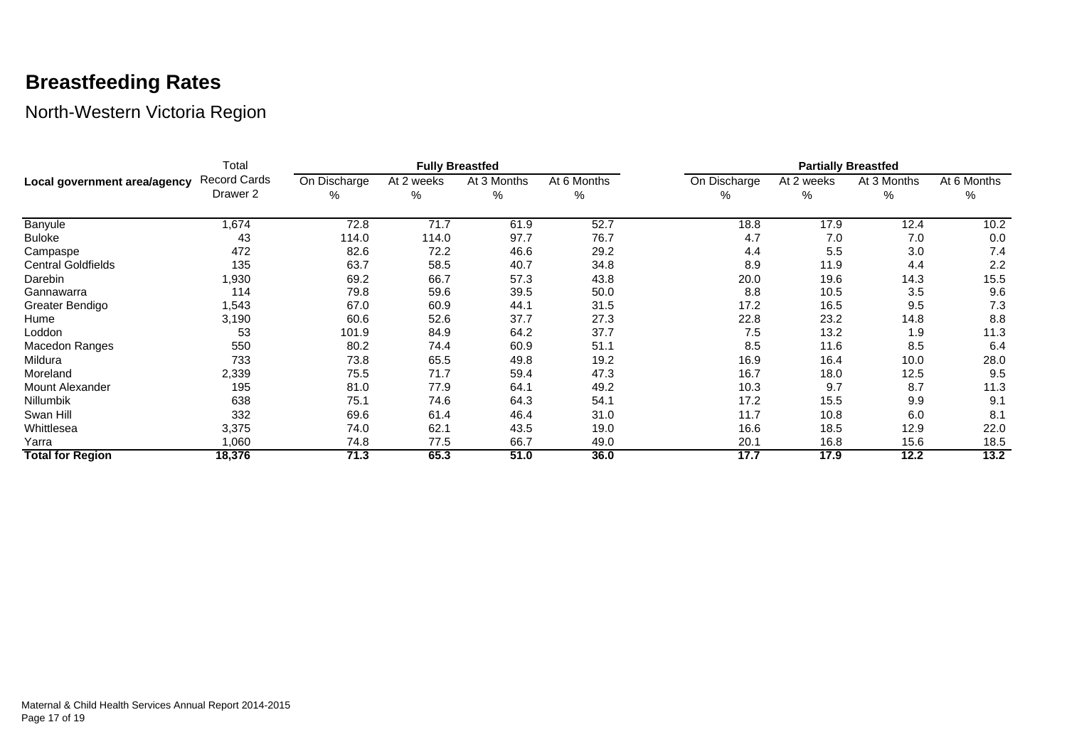# Breastfeeding Rates

North-Western Victoria Region

| Local government area/agency | Total Record Cards Drawer 2 | Fully Breastfed | | | | Partially Breastfed | | | |
|---|---|---|---|---|---|---|---|---|---|
| | | On Discharge % | At 2 weeks % | At 3 Months % | At 6 Months % | On Discharge % | At 2 weeks % | At 3 Months % | At 6 Months % |
| Banyule | 1,674 | 72.8 | 71.7 | 61.9 | 52.7 | 18.8 | 17.9 | 12.4 | 10.2 |
| Buloke | 43 | 114.0 | 114.0 | 97.7 | 76.7 | 4.7 | 7.0 | 7.0 | 0.0 |
| Campaspe | 472 | 82.6 | 72.2 | 46.6 | 29.2 | 4.4 | 5.5 | 3.0 | 7.4 |
| Central Goldfields | 135 | 63.7 | 58.5 | 40.7 | 34.8 | 8.9 | 11.9 | 4.4 | 2.2 |
| Darebin | 1,930 | 69.2 | 66.7 | 57.3 | 43.8 | 20.0 | 19.6 | 14.3 | 15.5 |
| Gannawarra | 114 | 79.8 | 59.6 | 39.5 | 50.0 | 8.8 | 10.5 | 3.5 | 9.6 |
| Greater Bendigo | 1,543 | 67.0 | 60.9 | 44.1 | 31.5 | 17.2 | 16.5 | 9.5 | 7.3 |
| Hume | 3,190 | 60.6 | 52.6 | 37.7 | 27.3 | 22.8 | 23.2 | 14.8 | 8.8 |
| Loddon | 53 | 101.9 | 84.9 | 64.2 | 37.7 | 7.5 | 13.2 | 1.9 | 11.3 |
| Macedon Ranges | 550 | 80.2 | 74.4 | 60.9 | 51.1 | 8.5 | 11.6 | 8.5 | 6.4 |
| Mildura | 733 | 73.8 | 65.5 | 49.8 | 19.2 | 16.9 | 16.4 | 10.0 | 28.0 |
| Moreland | 2,339 | 75.5 | 71.7 | 59.4 | 47.3 | 16.7 | 18.0 | 12.5 | 9.5 |
| Mount Alexander | 195 | 81.0 | 77.9 | 64.1 | 49.2 | 10.3 | 9.7 | 8.7 | 11.3 |
| Nillumbik | 638 | 75.1 | 74.6 | 64.3 | 54.1 | 17.2 | 15.5 | 9.9 | 9.1 |
| Swan Hill | 332 | 69.6 | 61.4 | 46.4 | 31.0 | 11.7 | 10.8 | 6.0 | 8.1 |
| Whittlesea | 3,375 | 74.0 | 62.1 | 43.5 | 19.0 | 16.6 | 18.5 | 12.9 | 22.0 |
| Yarra | 1,060 | 74.8 | 77.5 | 66.7 | 49.0 | 20.1 | 16.8 | 15.6 | 18.5 |
| **Total for Region** | **18,376** | **71.3** | **65.3** | **51.0** | **36.0** | **17.7** | **17.9** | **12.2** | **13.2** |

Maternal & Child Health Services Annual Report 2014-2015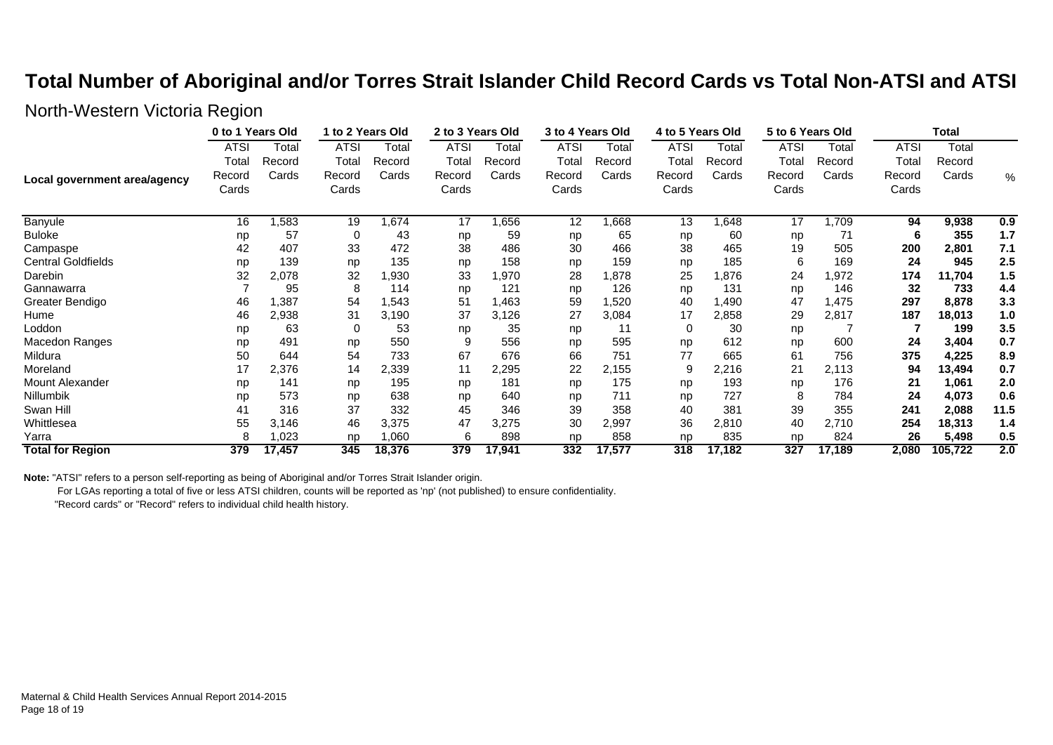# Total Number of Aboriginal and/or Torres Strait Islander Child Record Cards vs Total Non-ATSI and ATSI

## North-Western Victoria Region

| Local government area/agency | 0 to 1 Years Old | | 1 to 2 Years Old | | 2 to 3 Years Old | | 3 to 4 Years Old | | 4 to 5 Years Old | | 5 to 6 Years Old | | Total | | |
|---|---|---|---|---|---|---|---|---|---|---|---|---|---|---|---|
| | ATSI Total Record Cards | Total Record Cards | ATSI Total Record Cards | Total Record Cards | ATSI Total Record Cards | Total Record Cards | ATSI Total Record Cards | Total Record Cards | ATSI Total Record Cards | Total Record Cards | ATSI Total Record Cards | Total Record Cards | ATSI Total Record Cards | Total Record Cards | % |
| Banyule | 16 | 1,583 | 19 | 1,674 | 17 | 1,656 | 12 | 1,668 | 13 | 1,648 | 17 | 1,709 | **94** | **9,938** | **0.9** |
| Buloke | np | 57 | 0 | 43 | np | 59 | np | 65 | np | 60 | np | 71 | **6** | **355** | **1.7** |
| Campaspe | 42 | 407 | 33 | 472 | 38 | 486 | 30 | 466 | 38 | 465 | 19 | 505 | **200** | **2,801** | **7.1** |
| Central Goldfields | np | 139 | np | 135 | np | 158 | np | 159 | np | 185 | 6 | 169 | **24** | **945** | **2.5** |
| Darebin | 32 | 2,078 | 32 | 1,930 | 33 | 1,970 | 28 | 1,878 | 25 | 1,876 | 24 | 1,972 | **174** | **11,704** | **1.5** |
| Gannawarra | 7 | 95 | 8 | 114 | np | 121 | np | 126 | np | 131 | np | 146 | **32** | **733** | **4.4** |
| Greater Bendigo | 46 | 1,387 | 54 | 1,543 | 51 | 1,463 | 59 | 1,520 | 40 | 1,490 | 47 | 1,475 | **297** | **8,878** | **3.3** |
| Hume | 46 | 2,938 | 31 | 3,190 | 37 | 3,126 | 27 | 3,084 | 17 | 2,858 | 29 | 2,817 | **187** | **18,013** | **1.0** |
| Loddon | np | 63 | 0 | 53 | np | 35 | np | 11 | 0 | 30 | np | 7 | **7** | **199** | **3.5** |
| Macedon Ranges | np | 491 | np | 550 | 9 | 556 | np | 595 | np | 612 | np | 600 | **24** | **3,404** | **0.7** |
| Mildura | 50 | 644 | 54 | 733 | 67 | 676 | 66 | 751 | 77 | 665 | 61 | 756 | **375** | **4,225** | **8.9** |
| Moreland | 17 | 2,376 | 14 | 2,339 | 11 | 2,295 | 22 | 2,155 | 9 | 2,216 | 21 | 2,113 | **94** | **13,494** | **0.7** |
| Mount Alexander | np | 141 | np | 195 | np | 181 | np | 175 | np | 193 | np | 176 | **21** | **1,061** | **2.0** |
| Nillumbik | np | 573 | np | 638 | np | 640 | np | 711 | np | 727 | 8 | 784 | **24** | **4,073** | **0.6** |
| Swan Hill | 41 | 316 | 37 | 332 | 45 | 346 | 39 | 358 | 40 | 381 | 39 | 355 | **241** | **2,088** | **11.5** |
| Whittlesea | 55 | 3,146 | 46 | 3,375 | 47 | 3,275 | 30 | 2,997 | 36 | 2,810 | 40 | 2,710 | **254** | **18,313** | **1.4** |
| Yarra | 8 | 1,023 | np | 1,060 | 6 | 898 | np | 858 | np | 835 | np | 824 | **26** | **5,498** | **0.5** |
| **Total for Region** | **379** | **17,457** | **345** | **18,376** | **379** | **17,941** | **332** | **17,577** | **318** | **17,182** | **327** | **17,189** | **2,080** | **105,722** | **2.0** |

**Note:** "ATSI" refers to a person self-reporting as being of Aboriginal and/or Torres Strait Islander origin.

For LGAs reporting a total of five or less ATSI children, counts will be reported as 'np' (not published) to ensure confidentiality.

"Record cards" or "Record" refers to individual child health history.

Maternal & Child Health Services Annual Report 2014-2015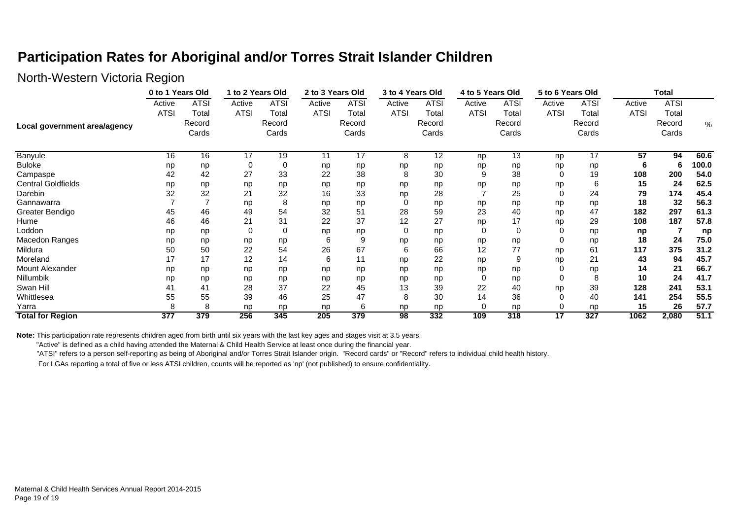# Participation Rates for Aboriginal and/or Torres Strait Islander Children

## North-Western Victoria Region

| Local government area/agency | 0 to 1 Years Old | | 1 to 2 Years Old | | 2 to 3 Years Old | | 3 to 4 Years Old | | 4 to 5 Years Old | | 5 to 6 Years Old | | Total | | |
|---|---|---|---|---|---|---|---|---|---|---|---|---|---|---|---|
| | Active ATSI | ATSI Total Record Cards | Active ATSI | ATSI Total Record Cards | Active ATSI | ATSI Total Record Cards | Active ATSI | ATSI Total Record Cards | Active ATSI | ATSI Total Record Cards | Active ATSI | ATSI Total Record Cards | Active ATSI | ATSI Total Record Cards | % |
| Banyule | 16 | 16 | 17 | 19 | 11 | 17 | 8 | 12 | np | 13 | np | 17 | **57** | **94** | **60.6** |
| Buloke | np | np | 0 | 0 | np | np | np | np | np | np | np | np | **6** | **6** | **100.0** |
| Campaspe | 42 | 42 | 27 | 33 | 22 | 38 | 8 | 30 | 9 | 38 | 0 | 19 | **108** | **200** | **54.0** |
| Central Goldfields | np | np | np | np | np | np | np | np | np | np | np | 6 | **15** | **24** | **62.5** |
| Darebin | 32 | 32 | 21 | 32 | 16 | 33 | np | 28 | 7 | 25 | 0 | 24 | **79** | **174** | **45.4** |
| Gannawarra | 7 | 7 | np | 8 | np | np | 0 | np | np | np | np | np | **18** | **32** | **56.3** |
| Greater Bendigo | 45 | 46 | 49 | 54 | 32 | 51 | 28 | 59 | 23 | 40 | np | 47 | **182** | **297** | **61.3** |
| Hume | 46 | 46 | 21 | 31 | 22 | 37 | 12 | 27 | np | 17 | np | 29 | **108** | **187** | **57.8** |
| Loddon | np | np | 0 | 0 | np | np | 0 | np | 0 | 0 | 0 | np | **np** | **7** | **np** |
| Macedon Ranges | np | np | np | np | 6 | 9 | np | np | np | np | 0 | np | **18** | **24** | **75.0** |
| Mildura | 50 | 50 | 22 | 54 | 26 | 67 | 6 | 66 | 12 | 77 | np | 61 | **117** | **375** | **31.2** |
| Moreland | 17 | 17 | 12 | 14 | 6 | 11 | np | 22 | np | 9 | np | 21 | **43** | **94** | **45.7** |
| Mount Alexander | np | np | np | np | np | np | np | np | np | np | 0 | np | **14** | **21** | **66.7** |
| Nillumbik | np | np | np | np | np | np | np | np | 0 | np | 0 | 8 | **10** | **24** | **41.7** |
| Swan Hill | 41 | 41 | 28 | 37 | 22 | 45 | 13 | 39 | 22 | 40 | np | 39 | **128** | **241** | **53.1** |
| Whittlesea | 55 | 55 | 39 | 46 | 25 | 47 | 8 | 30 | 14 | 36 | 0 | 40 | **141** | **254** | **55.5** |
| Yarra | 8 | 8 | np | np | np | 6 | np | np | 0 | np | 0 | np | **15** | **26** | **57.7** |
| **Total for Region** | **377** | **379** | **256** | **345** | **205** | **379** | **98** | **332** | **109** | **318** | **17** | **327** | **1062** | **2,080** | **51.1** |

**Note:** This participation rate represents children aged from birth until six years with the last key ages and stages visit at 3.5 years.

"Active" is defined as a child having attended the Maternal & Child Health Service at least once during the financial year.

"ATSI" refers to a person self-reporting as being of Aboriginal and/or Torres Strait Islander origin. "Record cards" or "Record" refers to individual child health history.

For LGAs reporting a total of five or less ATSI children, counts will be reported as 'np' (not published) to ensure confidentiality.